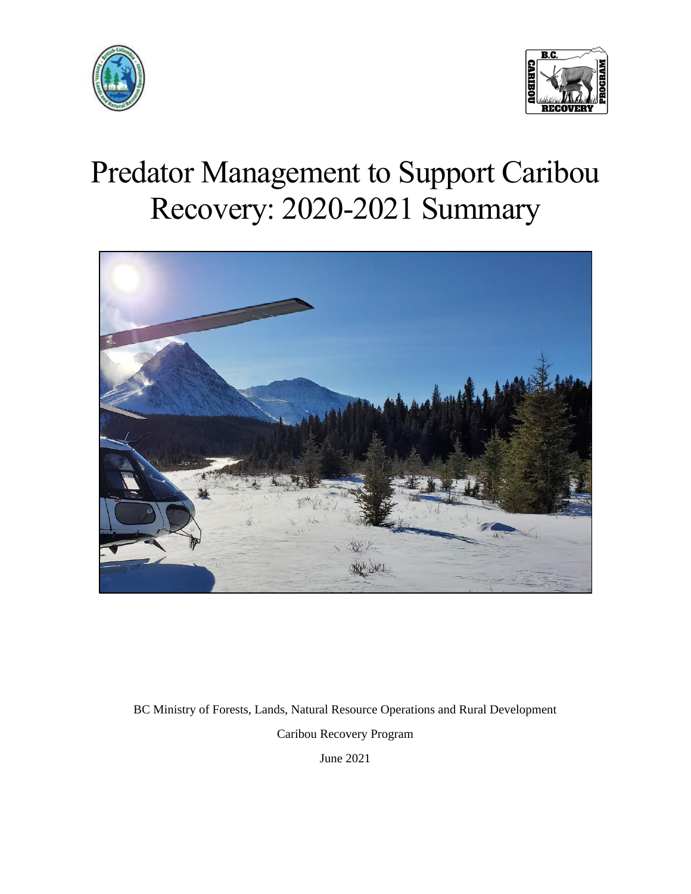# Predator Management to Support Caribou Recovery: 2020-2021 Summary

BC Ministry of Forests, Lands, Natural Resource Operations and Rural Development

Caribou Recovery Program

June 2021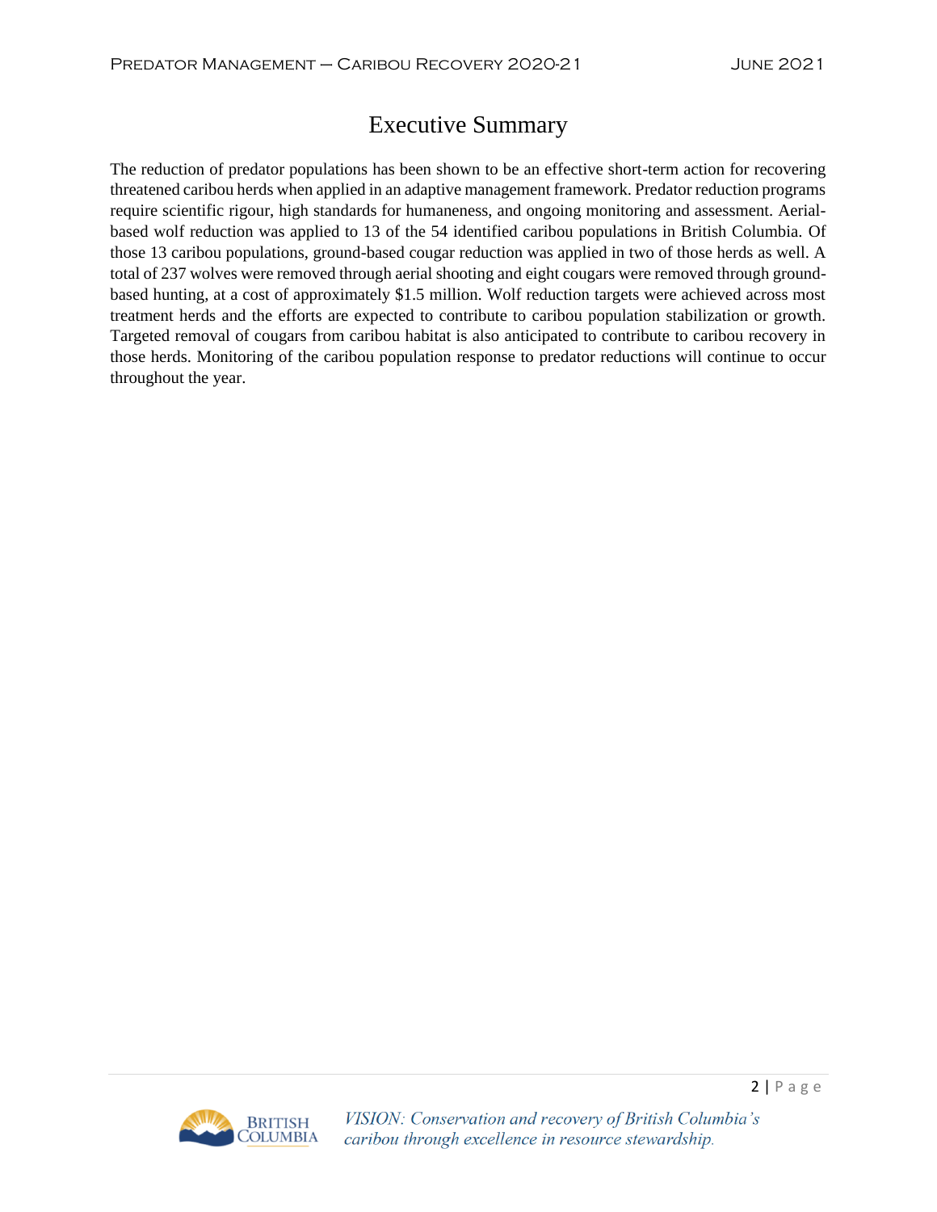# Executive Summary

The reduction of predator populations has been shown to be an effective short-term action for recovering threatened caribou herds when applied in an adaptive management framework. Predator reduction programs require scientific rigour, high standards for humaneness, and ongoing monitoring and assessment. Aerial-based wolf reduction was applied to 13 of the 54 identified caribou populations in British Columbia. Of those 13 caribou populations, ground-based cougar reduction was applied in two of those herds as well. A total of 237 wolves were removed through aerial shooting and eight cougars were removed through ground-based hunting, at a cost of approximately $1.5 million. Wolf reduction targets were achieved across most treatment herds and the efforts are expected to contribute to caribou population stabilization or growth. Targeted removal of cougars from caribou habitat is also anticipated to contribute to caribou recovery in those herds. Monitoring of the caribou population response to predator reductions will continue to occur throughout the year.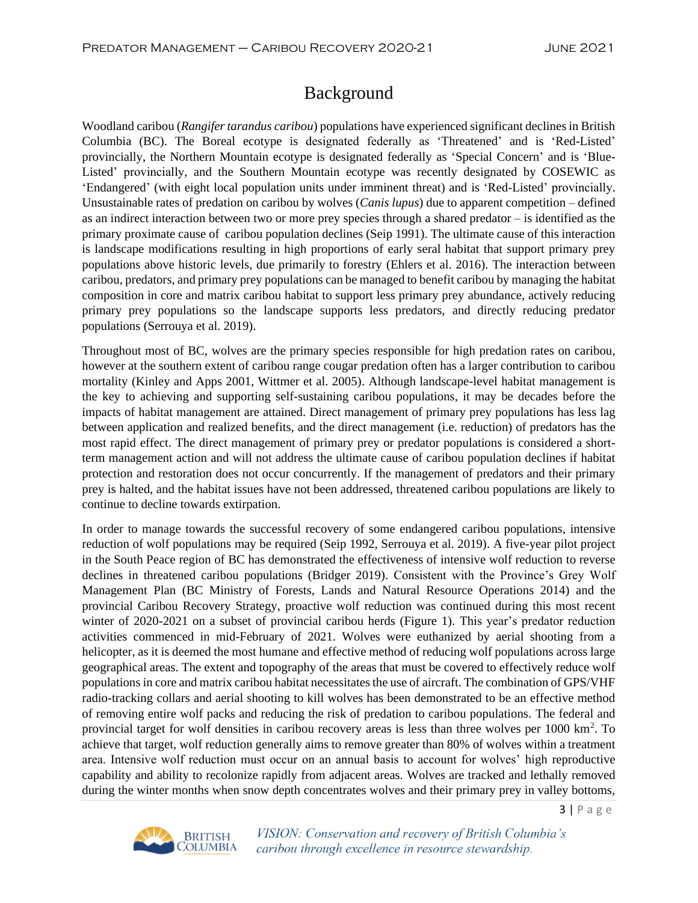# Background

Woodland caribou (*Rangifer tarandus caribou*) populations have experienced significant declines in British Columbia (BC). The Boreal ecotype is designated federally as 'Threatened' and is 'Red-Listed' provincially, the Northern Mountain ecotype is designated federally as 'Special Concern' and is 'Blue-Listed' provincially, and the Southern Mountain ecotype was recently designated by COSEWIC as 'Endangered' (with eight local population units under imminent threat) and is 'Red-Listed' provincially. Unsustainable rates of predation on caribou by wolves (*Canis lupus*) due to apparent competition – defined as an indirect interaction between two or more prey species through a shared predator – is identified as the primary proximate cause of caribou population declines (Seip 1991). The ultimate cause of this interaction is landscape modifications resulting in high proportions of early seral habitat that support primary prey populations above historic levels, due primarily to forestry (Ehlers et al. 2016). The interaction between caribou, predators, and primary prey populations can be managed to benefit caribou by managing the habitat composition in core and matrix caribou habitat to support less primary prey abundance, actively reducing primary prey populations so the landscape supports less predators, and directly reducing predator populations (Serrouya et al. 2019).

Throughout most of BC, wolves are the primary species responsible for high predation rates on caribou, however at the southern extent of caribou range cougar predation often has a larger contribution to caribou mortality (Kinley and Apps 2001, Wittmer et al. 2005). Although landscape-level habitat management is the key to achieving and supporting self-sustaining caribou populations, it may be decades before the impacts of habitat management are attained. Direct management of primary prey populations has less lag between application and realized benefits, and the direct management (i.e. reduction) of predators has the most rapid effect. The direct management of primary prey or predator populations is considered a short-term management action and will not address the ultimate cause of caribou population declines if habitat protection and restoration does not occur concurrently. If the management of predators and their primary prey is halted, and the habitat issues have not been addressed, threatened caribou populations are likely to continue to decline towards extirpation.

In order to manage towards the successful recovery of some endangered caribou populations, intensive reduction of wolf populations may be required (Seip 1992, Serrouya et al. 2019). A five-year pilot project in the South Peace region of BC has demonstrated the effectiveness of intensive wolf reduction to reverse declines in threatened caribou populations (Bridger 2019). Consistent with the Province's Grey Wolf Management Plan (BC Ministry of Forests, Lands and Natural Resource Operations 2014) and the provincial Caribou Recovery Strategy, proactive wolf reduction was continued during this most recent winter of 2020-2021 on a subset of provincial caribou herds (Figure 1). This year's predator reduction activities commenced in mid-February of 2021. Wolves were euthanized by aerial shooting from a helicopter, as it is deemed the most humane and effective method of reducing wolf populations across large geographical areas. The extent and topography of the areas that must be covered to effectively reduce wolf populations in core and matrix caribou habitat necessitates the use of aircraft. The combination of GPS/VHF radio-tracking collars and aerial shooting to kill wolves has been demonstrated to be an effective method of removing entire wolf packs and reducing the risk of predation to caribou populations. The federal and provincial target for wolf densities in caribou recovery areas is less than three wolves per 1000 km$^2$. To achieve that target, wolf reduction generally aims to remove greater than 80% of wolves within a treatment area. Intensive wolf reduction must occur on an annual basis to account for wolves' high reproductive capability and ability to recolonize rapidly from adjacent areas. Wolves are tracked and lethally removed during the winter months when snow depth concentrates wolves and their primary prey in valley bottoms,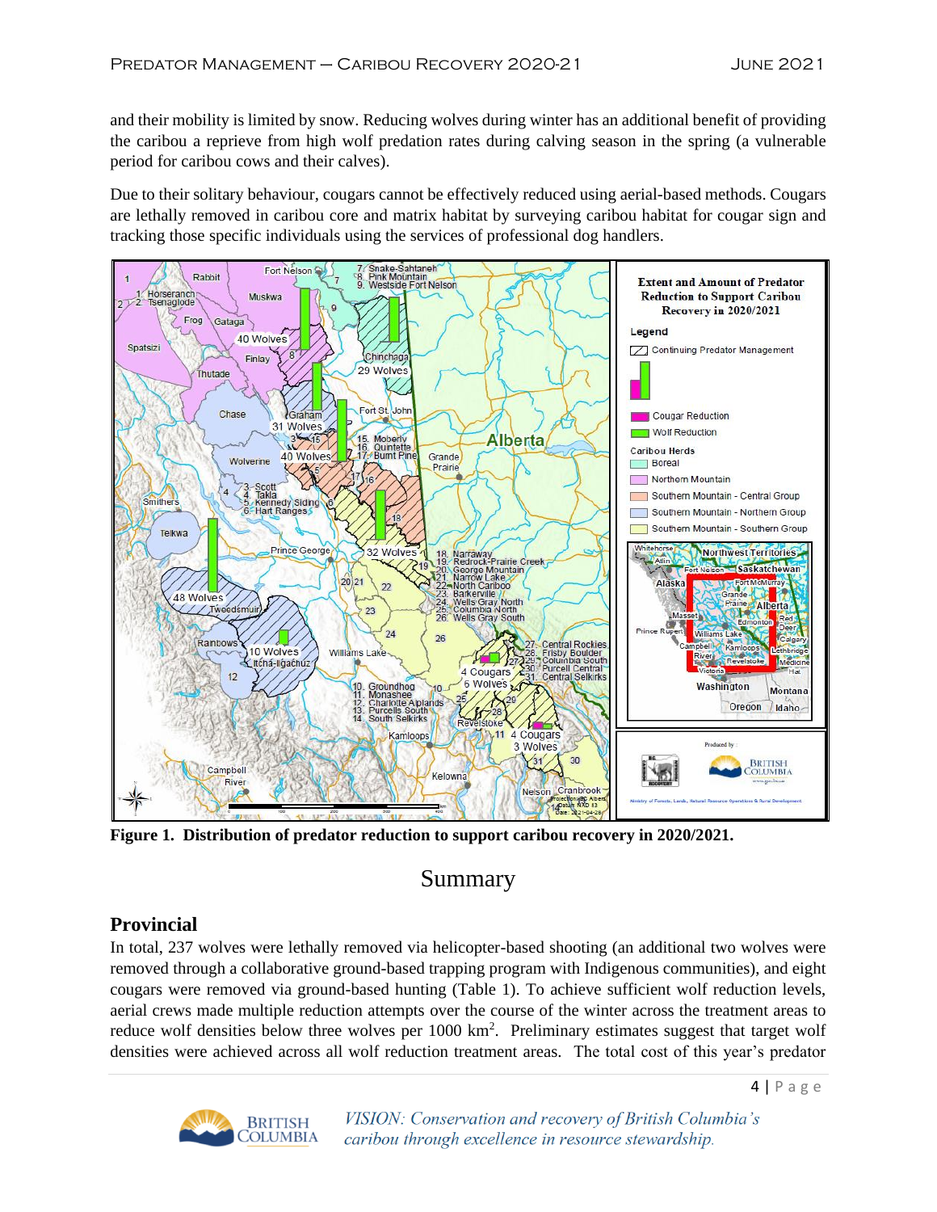and their mobility is limited by snow. Reducing wolves during winter has an additional benefit of providing the caribou a reprieve from high wolf predation rates during calving season in the spring (a vulnerable period for caribou cows and their calves).

Due to their solitary behaviour, cougars cannot be effectively reduced using aerial-based methods. Cougars are lethally removed in caribou core and matrix habitat by surveying caribou habitat for cougar sign and tracking those specific individuals using the services of professional dog handlers.

**Figure 1. Distribution of predator reduction to support caribou recovery in 2020/2021.**

# Summary

## Provincial

In total, 237 wolves were lethally removed via helicopter-based shooting (an additional two wolves were removed through a collaborative ground-based trapping program with Indigenous communities), and eight cougars were removed via ground-based hunting (Table 1). To achieve sufficient wolf reduction levels, aerial crews made multiple reduction attempts over the course of the winter across the treatment areas to reduce wolf densities below three wolves per 1000 km[2]. Preliminary estimates suggest that target wolf densities were achieved across all wolf reduction treatment areas. The total cost of this year's predator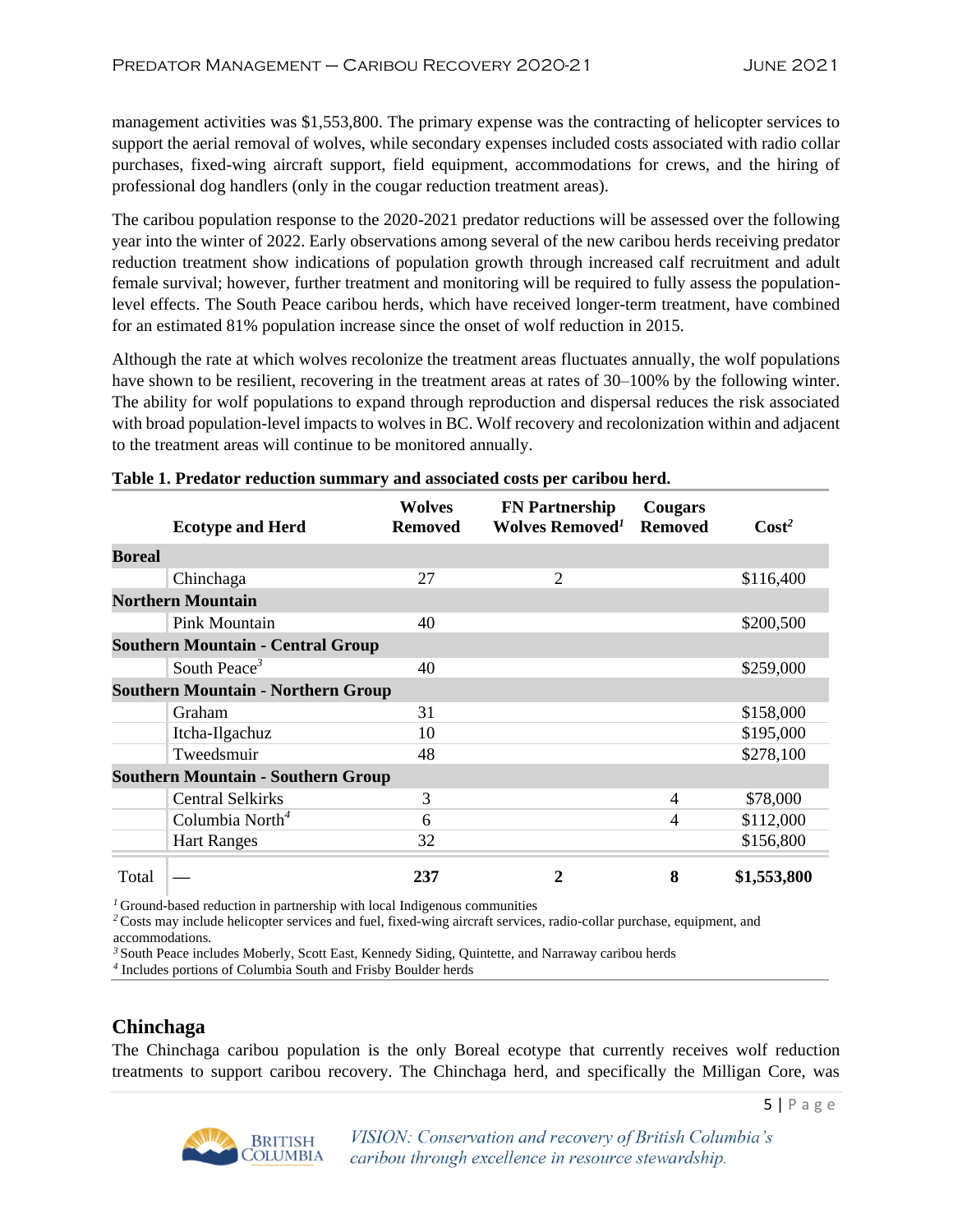management activities was $1,553,800. The primary expense was the contracting of helicopter services to support the aerial removal of wolves, while secondary expenses included costs associated with radio collar purchases, fixed-wing aircraft support, field equipment, accommodations for crews, and the hiring of professional dog handlers (only in the cougar reduction treatment areas).

The caribou population response to the 2020-2021 predator reductions will be assessed over the following year into the winter of 2022. Early observations among several of the new caribou herds receiving predator reduction treatment show indications of population growth through increased calf recruitment and adult female survival; however, further treatment and monitoring will be required to fully assess the population-level effects. The South Peace caribou herds, which have received longer-term treatment, have combined for an estimated 81% population increase since the onset of wolf reduction in 2015.

Although the rate at which wolves recolonize the treatment areas fluctuates annually, the wolf populations have shown to be resilient, recovering in the treatment areas at rates of 30–100% by the following winter. The ability for wolf populations to expand through reproduction and dispersal reduces the risk associated with broad population-level impacts to wolves in BC. Wolf recovery and recolonization within and adjacent to the treatment areas will continue to be monitored annually.

**Table 1. Predator reduction summary and associated costs per caribou herd.**

| | Ecotype and Herd | Wolves Removed | FN Partnership Wolves Removed[1] | Cougars Removed | Cost[2] |
|---|---|---|---|---|---|
| **Boreal** | | | | | |
| | Chinchaga | 27 | 2 | | $116,400 |
| **Northern Mountain** | | | | | |
| | Pink Mountain | 40 | | | $200,500 |
| **Southern Mountain - Central Group** | | | | | |
| | South Peace[3] | 40 | | | $259,000 |
| **Southern Mountain - Northern Group** | | | | | |
| | Graham | 31 | | | $158,000 |
| | Itcha-Ilgachuz | 10 | | | $195,000 |
| | Tweedsmuir | 48 | | | $278,100 |
| **Southern Mountain - Southern Group** | | | | | |
| | Central Selkirks | 3 | | 4 | $78,000 |
| | Columbia North[4] | 6 | | 4 | $112,000 |
| | Hart Ranges | 32 | | | $156,800 |
| Total | — | **237** | **2** | **8** | **$1,553,800** |

[1] Ground-based reduction in partnership with local Indigenous communities
[2] Costs may include helicopter services and fuel, fixed-wing aircraft services, radio-collar purchase, equipment, and accommodations.
[3] South Peace includes Moberly, Scott East, Kennedy Siding, Quintette, and Narraway caribou herds
[4] Includes portions of Columbia South and Frisby Boulder herds

## Chinchaga

The Chinchaga caribou population is the only Boreal ecotype that currently receives wolf reduction treatments to support caribou recovery. The Chinchaga herd, and specifically the Milligan Core, was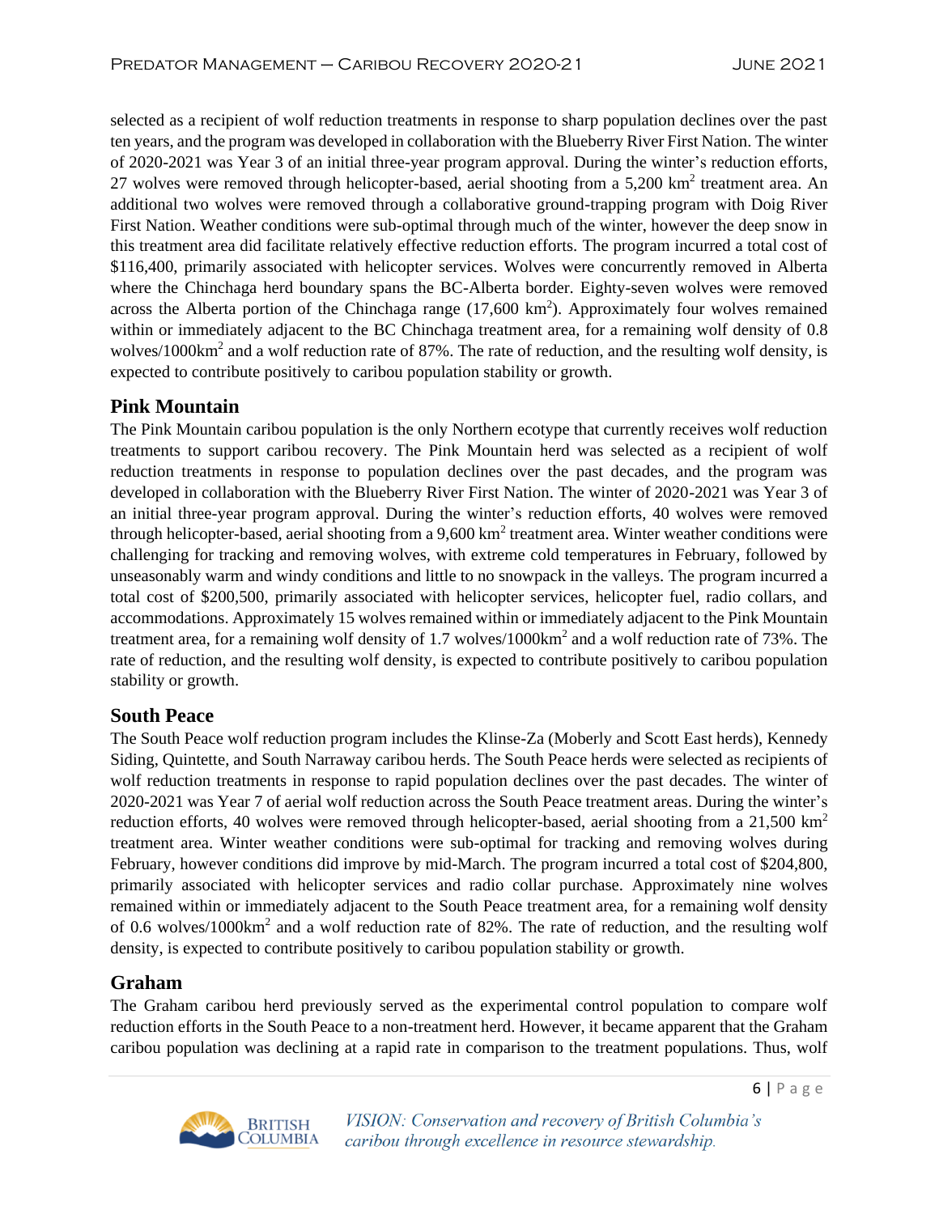selected as a recipient of wolf reduction treatments in response to sharp population declines over the past ten years, and the program was developed in collaboration with the Blueberry River First Nation. The winter of 2020-2021 was Year 3 of an initial three-year program approval. During the winter's reduction efforts, 27 wolves were removed through helicopter-based, aerial shooting from a 5,200 $km^2$ treatment area. An additional two wolves were removed through a collaborative ground-trapping program with Doig River First Nation. Weather conditions were sub-optimal through much of the winter, however the deep snow in this treatment area did facilitate relatively effective reduction efforts. The program incurred a total cost of $116,400, primarily associated with helicopter services. Wolves were concurrently removed in Alberta where the Chinchaga herd boundary spans the BC-Alberta border. Eighty-seven wolves were removed across the Alberta portion of the Chinchaga range (17,600 $km^2$). Approximately four wolves remained within or immediately adjacent to the BC Chinchaga treatment area, for a remaining wolf density of 0.8 wolves/1000$km^2$ and a wolf reduction rate of 87%. The rate of reduction, and the resulting wolf density, is expected to contribute positively to caribou population stability or growth.

## Pink Mountain

The Pink Mountain caribou population is the only Northern ecotype that currently receives wolf reduction treatments to support caribou recovery. The Pink Mountain herd was selected as a recipient of wolf reduction treatments in response to population declines over the past decades, and the program was developed in collaboration with the Blueberry River First Nation. The winter of 2020-2021 was Year 3 of an initial three-year program approval. During the winter's reduction efforts, 40 wolves were removed through helicopter-based, aerial shooting from a 9,600 $km^2$ treatment area. Winter weather conditions were challenging for tracking and removing wolves, with extreme cold temperatures in February, followed by unseasonably warm and windy conditions and little to no snowpack in the valleys. The program incurred a total cost of $200,500, primarily associated with helicopter services, helicopter fuel, radio collars, and accommodations. Approximately 15 wolves remained within or immediately adjacent to the Pink Mountain treatment area, for a remaining wolf density of 1.7 wolves/1000$km^2$ and a wolf reduction rate of 73%. The rate of reduction, and the resulting wolf density, is expected to contribute positively to caribou population stability or growth.

## South Peace

The South Peace wolf reduction program includes the Klinse-Za (Moberly and Scott East herds), Kennedy Siding, Quintette, and South Narraway caribou herds. The South Peace herds were selected as recipients of wolf reduction treatments in response to rapid population declines over the past decades. The winter of 2020-2021 was Year 7 of aerial wolf reduction across the South Peace treatment areas. During the winter's reduction efforts, 40 wolves were removed through helicopter-based, aerial shooting from a 21,500 $km^2$ treatment area. Winter weather conditions were sub-optimal for tracking and removing wolves during February, however conditions did improve by mid-March. The program incurred a total cost of $204,800, primarily associated with helicopter services and radio collar purchase. Approximately nine wolves remained within or immediately adjacent to the South Peace treatment area, for a remaining wolf density of 0.6 wolves/1000$km^2$ and a wolf reduction rate of 82%. The rate of reduction, and the resulting wolf density, is expected to contribute positively to caribou population stability or growth.

## Graham

The Graham caribou herd previously served as the experimental control population to compare wolf reduction efforts in the South Peace to a non-treatment herd. However, it became apparent that the Graham caribou population was declining at a rapid rate in comparison to the treatment populations. Thus, wolf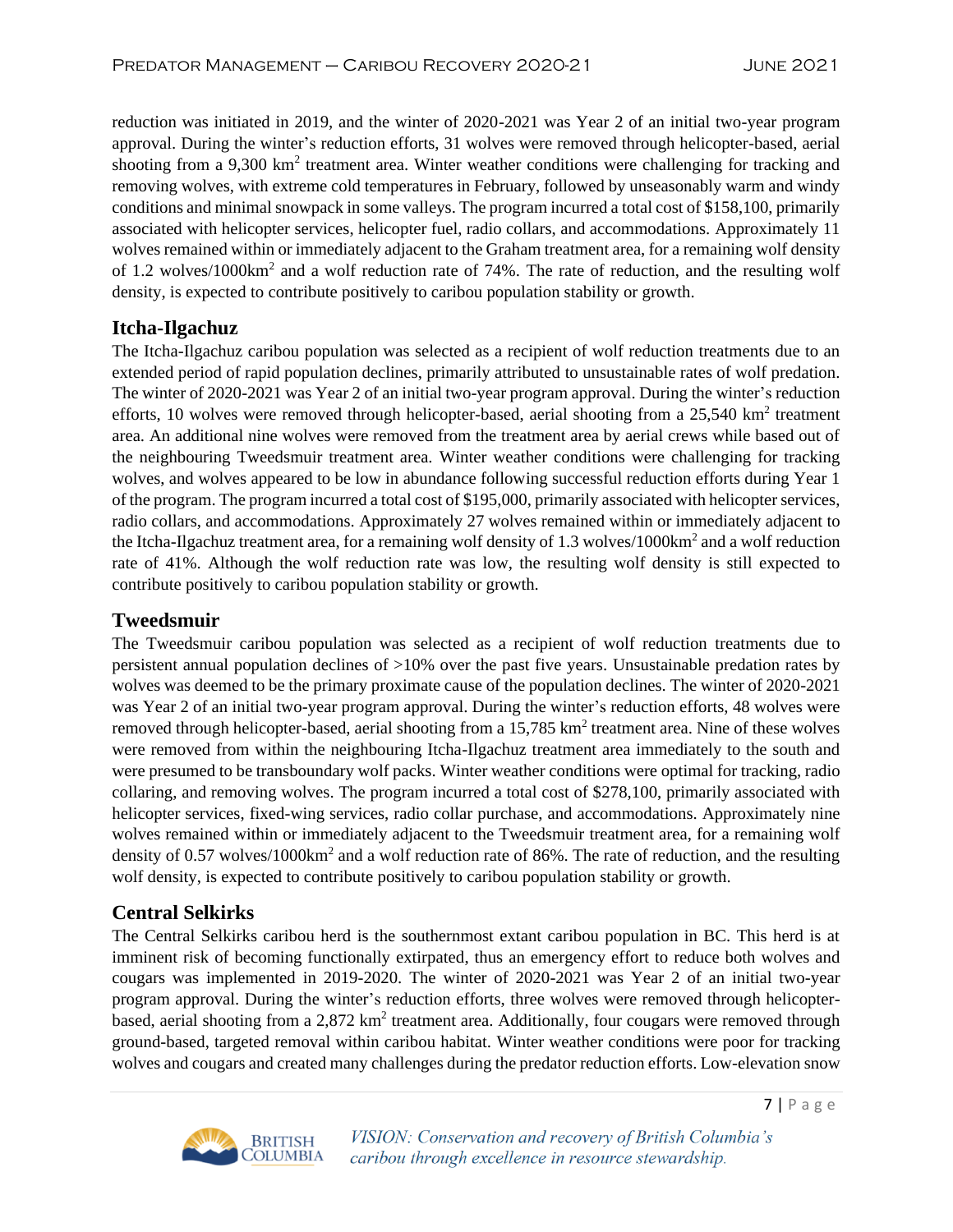reduction was initiated in 2019, and the winter of 2020-2021 was Year 2 of an initial two-year program approval. During the winter's reduction efforts, 31 wolves were removed through helicopter-based, aerial shooting from a 9,300 km$^2$ treatment area. Winter weather conditions were challenging for tracking and removing wolves, with extreme cold temperatures in February, followed by unseasonably warm and windy conditions and minimal snowpack in some valleys. The program incurred a total cost of $158,100, primarily associated with helicopter services, helicopter fuel, radio collars, and accommodations. Approximately 11 wolves remained within or immediately adjacent to the Graham treatment area, for a remaining wolf density of 1.2 wolves/1000km$^2$ and a wolf reduction rate of 74%. The rate of reduction, and the resulting wolf density, is expected to contribute positively to caribou population stability or growth.

## Itcha-Ilgachuz

The Itcha-Ilgachuz caribou population was selected as a recipient of wolf reduction treatments due to an extended period of rapid population declines, primarily attributed to unsustainable rates of wolf predation. The winter of 2020-2021 was Year 2 of an initial two-year program approval. During the winter's reduction efforts, 10 wolves were removed through helicopter-based, aerial shooting from a 25,540 km$^2$ treatment area. An additional nine wolves were removed from the treatment area by aerial crews while based out of the neighbouring Tweedsmuir treatment area. Winter weather conditions were challenging for tracking wolves, and wolves appeared to be low in abundance following successful reduction efforts during Year 1 of the program. The program incurred a total cost of $195,000, primarily associated with helicopter services, radio collars, and accommodations. Approximately 27 wolves remained within or immediately adjacent to the Itcha-Ilgachuz treatment area, for a remaining wolf density of 1.3 wolves/1000km$^2$ and a wolf reduction rate of 41%. Although the wolf reduction rate was low, the resulting wolf density is still expected to contribute positively to caribou population stability or growth.

## Tweedsmuir

The Tweedsmuir caribou population was selected as a recipient of wolf reduction treatments due to persistent annual population declines of >10% over the past five years. Unsustainable predation rates by wolves was deemed to be the primary proximate cause of the population declines. The winter of 2020-2021 was Year 2 of an initial two-year program approval. During the winter's reduction efforts, 48 wolves were removed through helicopter-based, aerial shooting from a 15,785 km$^2$ treatment area. Nine of these wolves were removed from within the neighbouring Itcha-Ilgachuz treatment area immediately to the south and were presumed to be transboundary wolf packs. Winter weather conditions were optimal for tracking, radio collaring, and removing wolves. The program incurred a total cost of $278,100, primarily associated with helicopter services, fixed-wing services, radio collar purchase, and accommodations. Approximately nine wolves remained within or immediately adjacent to the Tweedsmuir treatment area, for a remaining wolf density of 0.57 wolves/1000km$^2$ and a wolf reduction rate of 86%. The rate of reduction, and the resulting wolf density, is expected to contribute positively to caribou population stability or growth.

## Central Selkirks

The Central Selkirks caribou herd is the southernmost extant caribou population in BC. This herd is at imminent risk of becoming functionally extirpated, thus an emergency effort to reduce both wolves and cougars was implemented in 2019-2020. The winter of 2020-2021 was Year 2 of an initial two-year program approval. During the winter's reduction efforts, three wolves were removed through helicopter-based, aerial shooting from a 2,872 km$^2$ treatment area. Additionally, four cougars were removed through ground-based, targeted removal within caribou habitat. Winter weather conditions were poor for tracking wolves and cougars and created many challenges during the predator reduction efforts. Low-elevation snow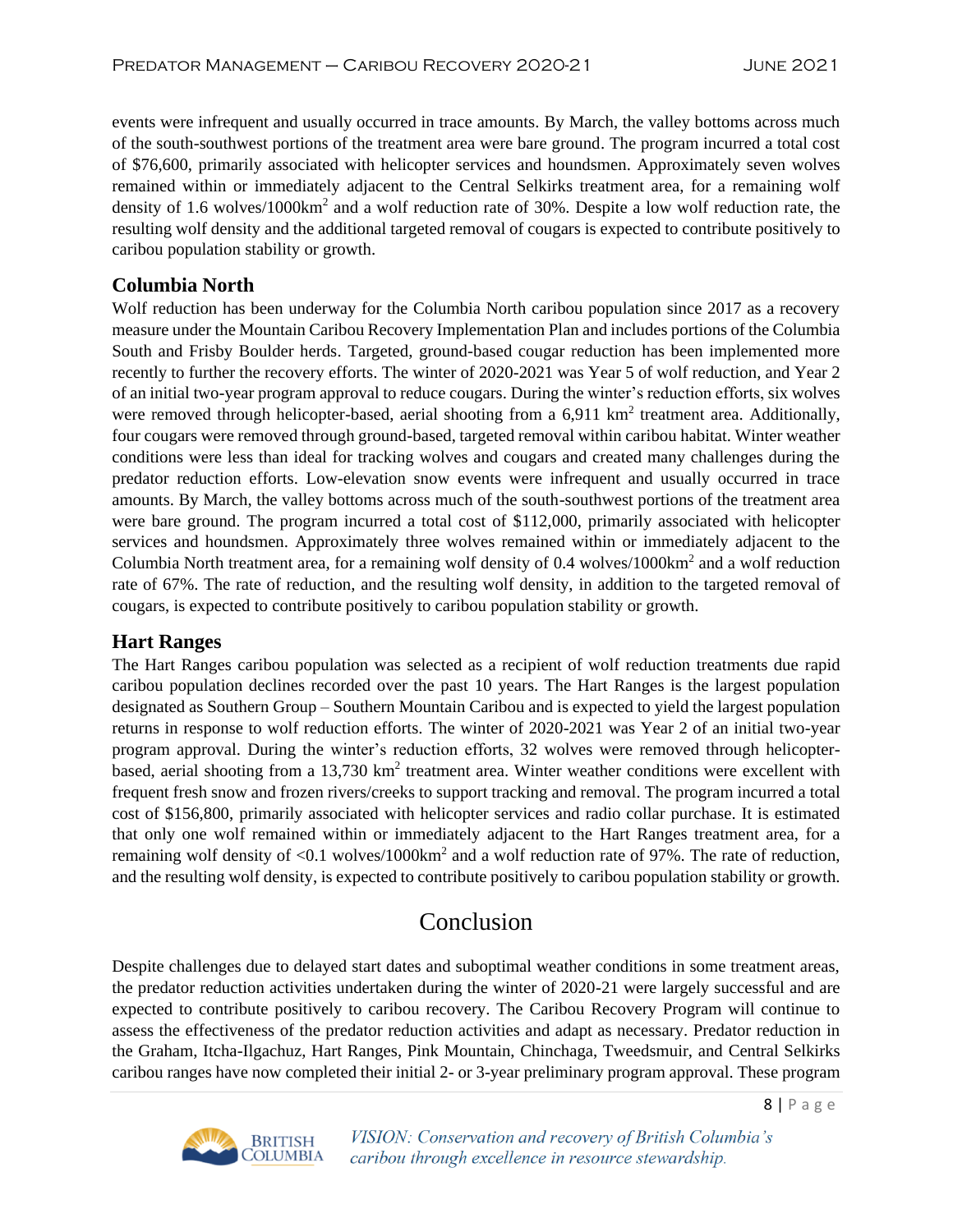events were infrequent and usually occurred in trace amounts. By March, the valley bottoms across much of the south-southwest portions of the treatment area were bare ground. The program incurred a total cost of $76,600, primarily associated with helicopter services and houndsmen. Approximately seven wolves remained within or immediately adjacent to the Central Selkirks treatment area, for a remaining wolf density of 1.6 wolves/1000km$^2$ and a wolf reduction rate of 30%. Despite a low wolf reduction rate, the resulting wolf density and the additional targeted removal of cougars is expected to contribute positively to caribou population stability or growth.

### Columbia North

Wolf reduction has been underway for the Columbia North caribou population since 2017 as a recovery measure under the Mountain Caribou Recovery Implementation Plan and includes portions of the Columbia South and Frisby Boulder herds. Targeted, ground-based cougar reduction has been implemented more recently to further the recovery efforts. The winter of 2020-2021 was Year 5 of wolf reduction, and Year 2 of an initial two-year program approval to reduce cougars. During the winter's reduction efforts, six wolves were removed through helicopter-based, aerial shooting from a 6,911 km$^2$ treatment area. Additionally, four cougars were removed through ground-based, targeted removal within caribou habitat. Winter weather conditions were less than ideal for tracking wolves and cougars and created many challenges during the predator reduction efforts. Low-elevation snow events were infrequent and usually occurred in trace amounts. By March, the valley bottoms across much of the south-southwest portions of the treatment area were bare ground. The program incurred a total cost of $112,000, primarily associated with helicopter services and houndsmen. Approximately three wolves remained within or immediately adjacent to the Columbia North treatment area, for a remaining wolf density of 0.4 wolves/1000km$^2$ and a wolf reduction rate of 67%. The rate of reduction, and the resulting wolf density, in addition to the targeted removal of cougars, is expected to contribute positively to caribou population stability or growth.

### Hart Ranges

The Hart Ranges caribou population was selected as a recipient of wolf reduction treatments due rapid caribou population declines recorded over the past 10 years. The Hart Ranges is the largest population designated as Southern Group – Southern Mountain Caribou and is expected to yield the largest population returns in response to wolf reduction efforts. The winter of 2020-2021 was Year 2 of an initial two-year program approval. During the winter's reduction efforts, 32 wolves were removed through helicopter-based, aerial shooting from a 13,730 km$^2$ treatment area. Winter weather conditions were excellent with frequent fresh snow and frozen rivers/creeks to support tracking and removal. The program incurred a total cost of $156,800, primarily associated with helicopter services and radio collar purchase. It is estimated that only one wolf remained within or immediately adjacent to the Hart Ranges treatment area, for a remaining wolf density of <0.1 wolves/1000km$^2$ and a wolf reduction rate of 97%. The rate of reduction, and the resulting wolf density, is expected to contribute positively to caribou population stability or growth.

## Conclusion

Despite challenges due to delayed start dates and suboptimal weather conditions in some treatment areas, the predator reduction activities undertaken during the winter of 2020-21 were largely successful and are expected to contribute positively to caribou recovery. The Caribou Recovery Program will continue to assess the effectiveness of the predator reduction activities and adapt as necessary. Predator reduction in the Graham, Itcha-Ilgachuz, Hart Ranges, Pink Mountain, Chinchaga, Tweedsmuir, and Central Selkirks caribou ranges have now completed their initial 2- or 3-year preliminary program approval. These program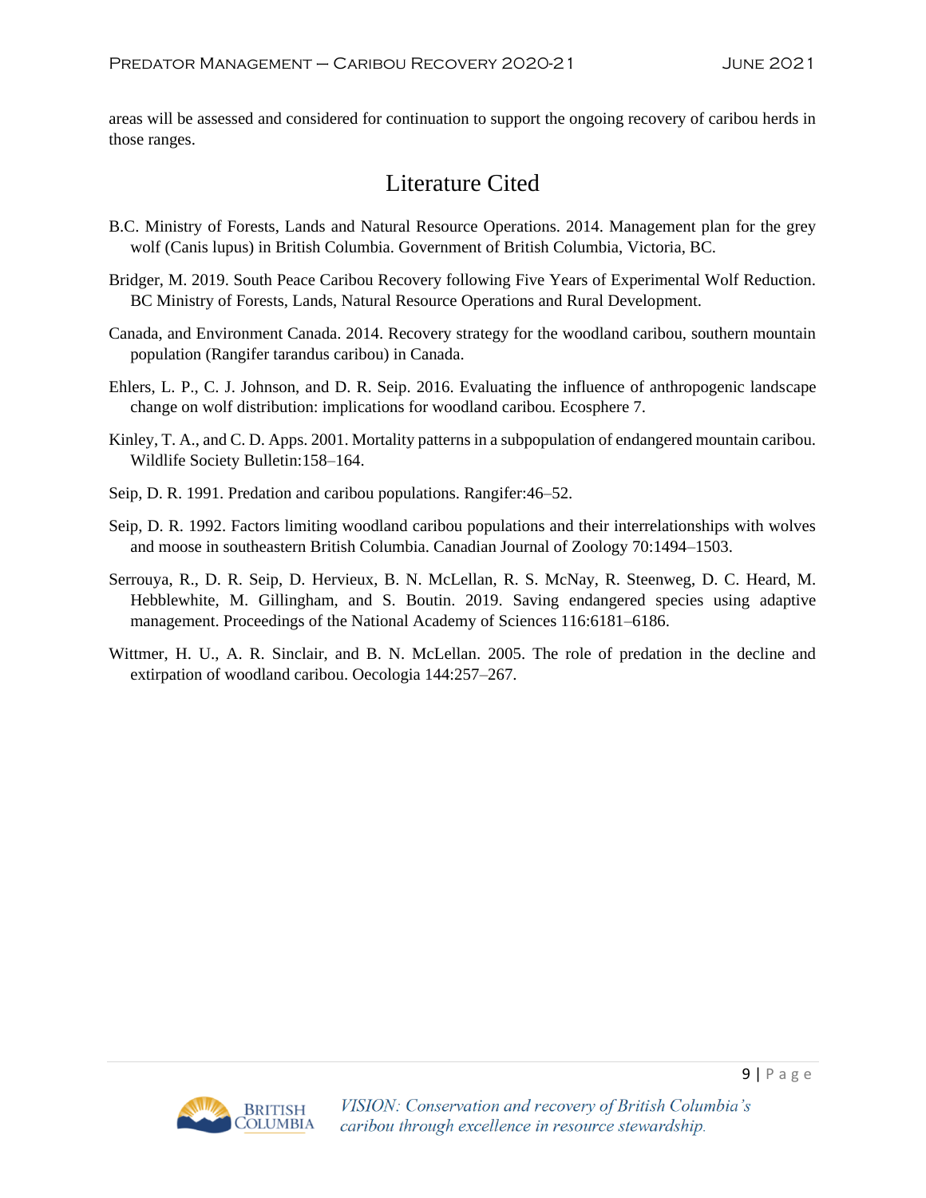areas will be assessed and considered for continuation to support the ongoing recovery of caribou herds in those ranges.

# Literature Cited

B.C. Ministry of Forests, Lands and Natural Resource Operations. 2014. Management plan for the grey wolf (Canis lupus) in British Columbia. Government of British Columbia, Victoria, BC.

Bridger, M. 2019. South Peace Caribou Recovery following Five Years of Experimental Wolf Reduction. BC Ministry of Forests, Lands, Natural Resource Operations and Rural Development.

Canada, and Environment Canada. 2014. Recovery strategy for the woodland caribou, southern mountain population (Rangifer tarandus caribou) in Canada.

Ehlers, L. P., C. J. Johnson, and D. R. Seip. 2016. Evaluating the influence of anthropogenic landscape change on wolf distribution: implications for woodland caribou. Ecosphere 7.

Kinley, T. A., and C. D. Apps. 2001. Mortality patterns in a subpopulation of endangered mountain caribou. Wildlife Society Bulletin:158–164.

Seip, D. R. 1991. Predation and caribou populations. Rangifer:46–52.

Seip, D. R. 1992. Factors limiting woodland caribou populations and their interrelationships with wolves and moose in southeastern British Columbia. Canadian Journal of Zoology 70:1494–1503.

Serrouya, R., D. R. Seip, D. Hervieux, B. N. McLellan, R. S. McNay, R. Steenweg, D. C. Heard, M. Hebblewhite, M. Gillingham, and S. Boutin. 2019. Saving endangered species using adaptive management. Proceedings of the National Academy of Sciences 116:6181–6186.

Wittmer, H. U., A. R. Sinclair, and B. N. McLellan. 2005. The role of predation in the decline and extirpation of woodland caribou. Oecologia 144:257–267.